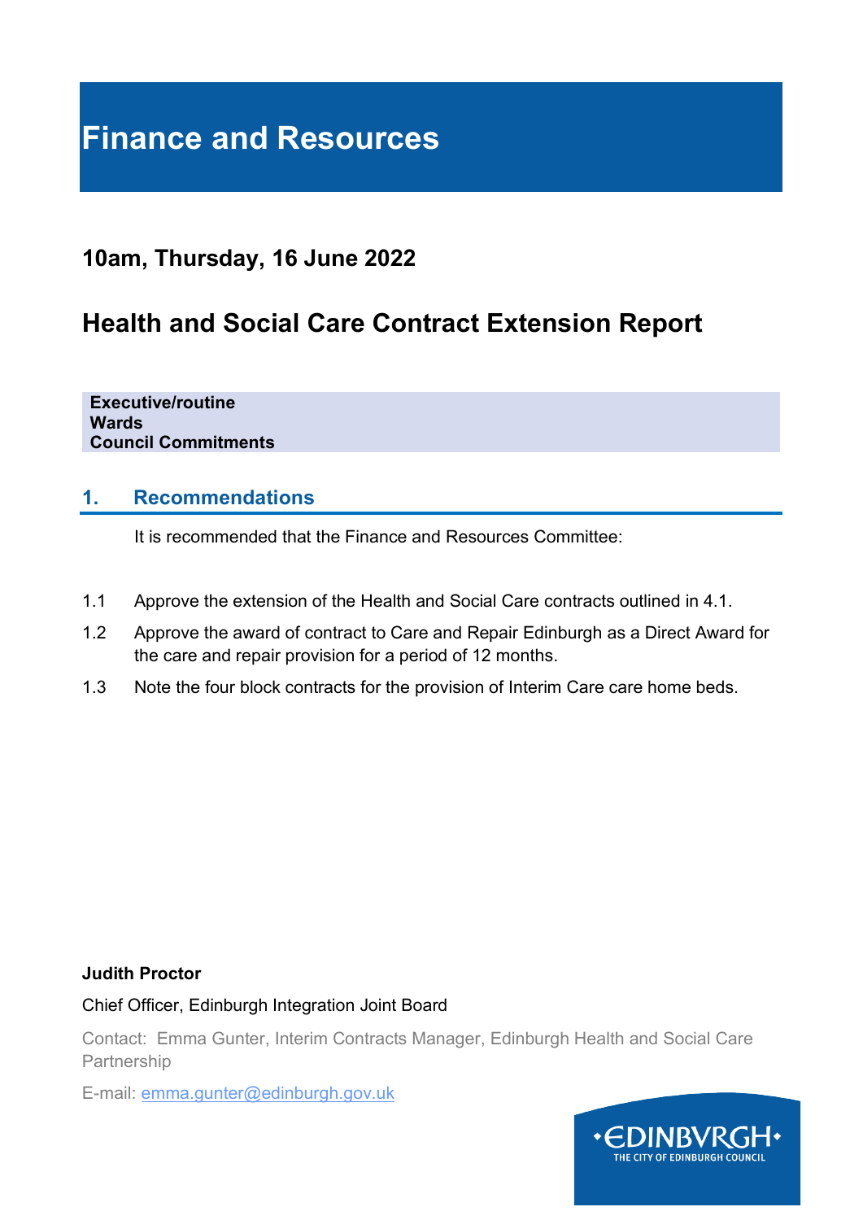# Finance and Resources

## 10am, Thursday, 16 June 2022

## Health and Social Care Contract Extension Report

**Executive/routine**
**Wards**
**Council Commitments**

### 1. Recommendations

It is recommended that the Finance and Resources Committee:

1.1 Approve the extension of the Health and Social Care contracts outlined in 4.1.

1.2 Approve the award of contract to Care and Repair Edinburgh as a Direct Award for the care and repair provision for a period of 12 months.

1.3 Note the four block contracts for the provision of Interim Care care home beds.

**Judith Proctor**

Chief Officer, Edinburgh Integration Joint Board

Contact: Emma Gunter, Interim Contracts Manager, Edinburgh Health and Social Care Partnership

E-mail: emma.gunter@edinburgh.gov.uk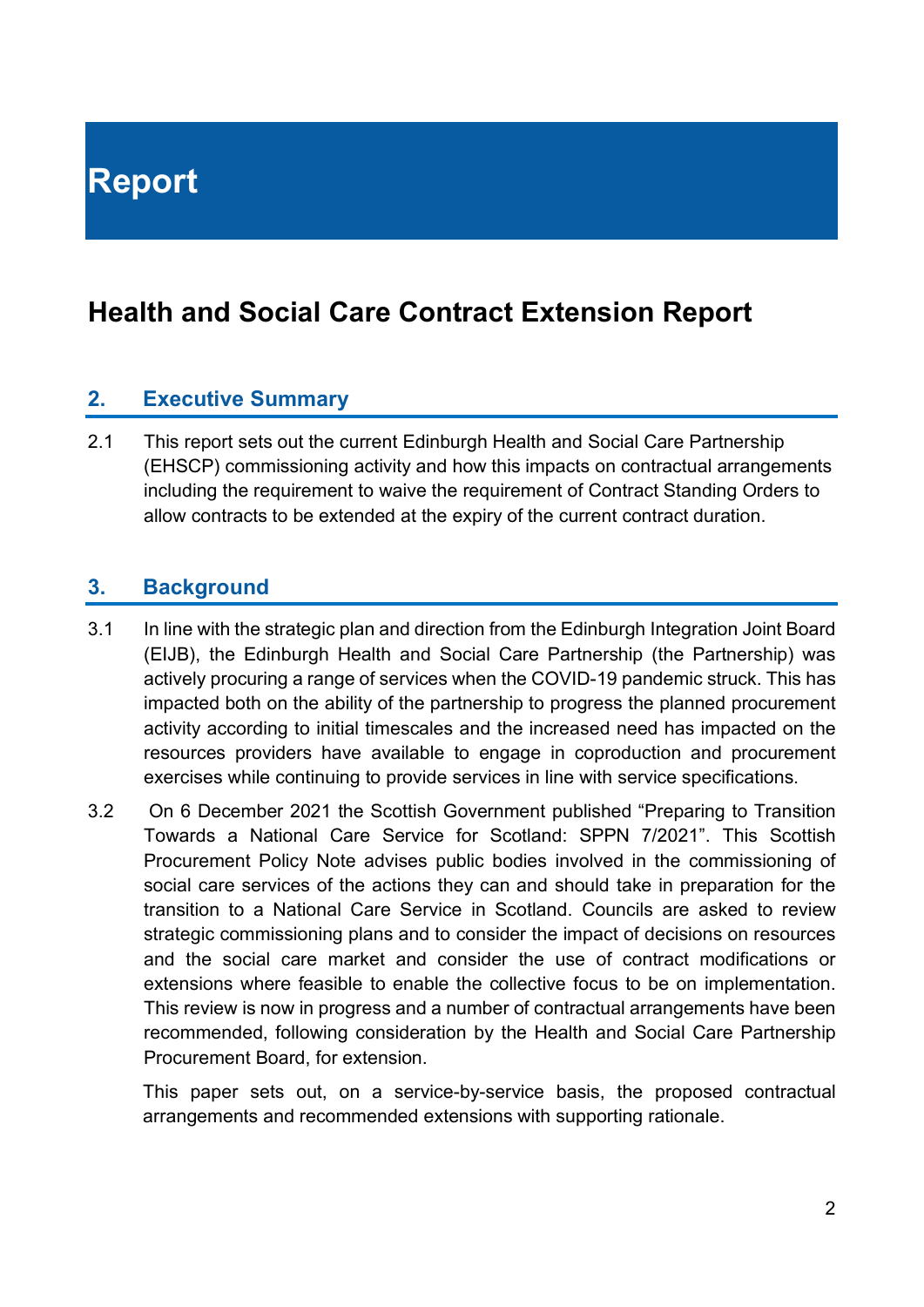# Report

## Health and Social Care Contract Extension Report

### 2. Executive Summary

2.1 This report sets out the current Edinburgh Health and Social Care Partnership (EHSCP) commissioning activity and how this impacts on contractual arrangements including the requirement to waive the requirement of Contract Standing Orders to allow contracts to be extended at the expiry of the current contract duration.

### 3. Background

3.1 In line with the strategic plan and direction from the Edinburgh Integration Joint Board (EIJB), the Edinburgh Health and Social Care Partnership (the Partnership) was actively procuring a range of services when the COVID-19 pandemic struck. This has impacted both on the ability of the partnership to progress the planned procurement activity according to initial timescales and the increased need has impacted on the resources providers have available to engage in coproduction and procurement exercises while continuing to provide services in line with service specifications.

3.2 On 6 December 2021 the Scottish Government published "Preparing to Transition Towards a National Care Service for Scotland: SPPN 7/2021". This Scottish Procurement Policy Note advises public bodies involved in the commissioning of social care services of the actions they can and should take in preparation for the transition to a National Care Service in Scotland. Councils are asked to review strategic commissioning plans and to consider the impact of decisions on resources and the social care market and consider the use of contract modifications or extensions where feasible to enable the collective focus to be on implementation. This review is now in progress and a number of contractual arrangements have been recommended, following consideration by the Health and Social Care Partnership Procurement Board, for extension.

This paper sets out, on a service-by-service basis, the proposed contractual arrangements and recommended extensions with supporting rationale.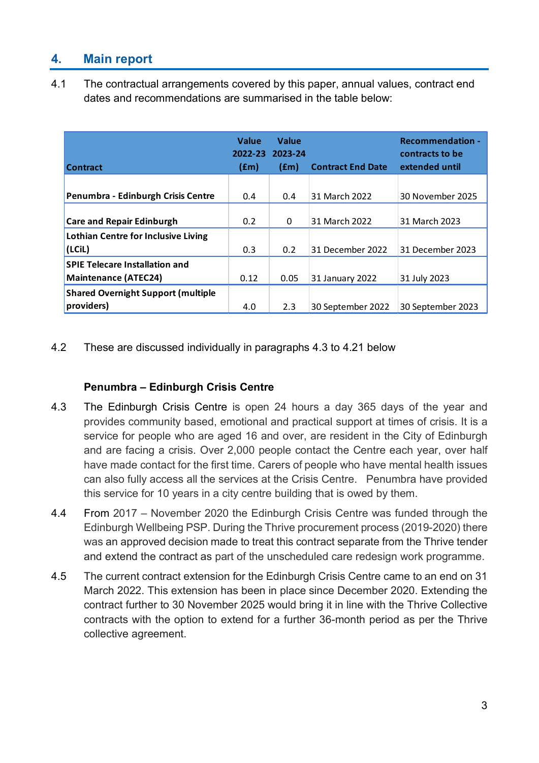## 4. Main report

4.1 The contractual arrangements covered by this paper, annual values, contract end dates and recommendations are summarised in the table below:

| Contract | Value 2022-23 (£m) | Value 2023-24 (£m) | Contract End Date | Recommendation - contracts to be extended until |
|---|---|---|---|---|
| **Penumbra - Edinburgh Crisis Centre** | 0.4 | 0.4 | 31 March 2022 | 30 November 2025 |
| **Care and Repair Edinburgh** | 0.2 | 0 | 31 March 2022 | 31 March 2023 |
| **Lothian Centre for Inclusive Living (LCiL)** | 0.3 | 0.2 | 31 December 2022 | 31 December 2023 |
| **SPIE Telecare Installation and Maintenance (ATEC24)** | 0.12 | 0.05 | 31 January 2022 | 31 July 2023 |
| **Shared Overnight Support (multiple providers)** | 4.0 | 2.3 | 30 September 2022 | 30 September 2023 |

4.2 These are discussed individually in paragraphs 4.3 to 4.21 below

### Penumbra – Edinburgh Crisis Centre

4.3 The Edinburgh Crisis Centre is open 24 hours a day 365 days of the year and provides community based, emotional and practical support at times of crisis. It is a service for people who are aged 16 and over, are resident in the City of Edinburgh and are facing a crisis. Over 2,000 people contact the Centre each year, over half have made contact for the first time. Carers of people who have mental health issues can also fully access all the services at the Crisis Centre. Penumbra have provided this service for 10 years in a city centre building that is owed by them.

4.4 From 2017 – November 2020 the Edinburgh Crisis Centre was funded through the Edinburgh Wellbeing PSP. During the Thrive procurement process (2019-2020) there was an approved decision made to treat this contract separate from the Thrive tender and extend the contract as part of the unscheduled care redesign work programme.

4.5 The current contract extension for the Edinburgh Crisis Centre came to an end on 31 March 2022. This extension has been in place since December 2020. Extending the contract further to 30 November 2025 would bring it in line with the Thrive Collective contracts with the option to extend for a further 36-month period as per the Thrive collective agreement.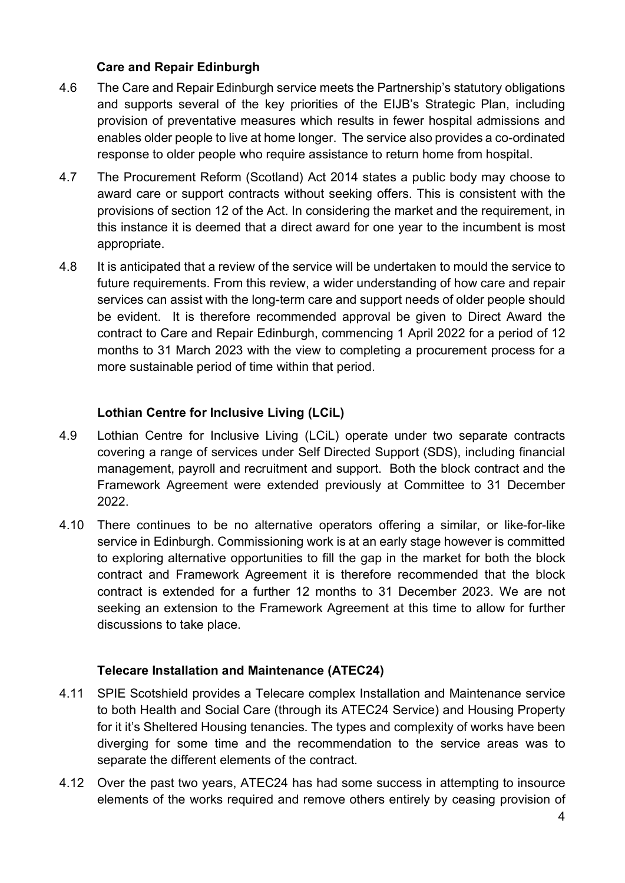### Care and Repair Edinburgh

4.6 The Care and Repair Edinburgh service meets the Partnership's statutory obligations and supports several of the key priorities of the EIJB's Strategic Plan, including provision of preventative measures which results in fewer hospital admissions and enables older people to live at home longer. The service also provides a co-ordinated response to older people who require assistance to return home from hospital.

4.7 The Procurement Reform (Scotland) Act 2014 states a public body may choose to award care or support contracts without seeking offers. This is consistent with the provisions of section 12 of the Act. In considering the market and the requirement, in this instance it is deemed that a direct award for one year to the incumbent is most appropriate.

4.8 It is anticipated that a review of the service will be undertaken to mould the service to future requirements. From this review, a wider understanding of how care and repair services can assist with the long-term care and support needs of older people should be evident. It is therefore recommended approval be given to Direct Award the contract to Care and Repair Edinburgh, commencing 1 April 2022 for a period of 12 months to 31 March 2023 with the view to completing a procurement process for a more sustainable period of time within that period.

### Lothian Centre for Inclusive Living (LCiL)

4.9 Lothian Centre for Inclusive Living (LCiL) operate under two separate contracts covering a range of services under Self Directed Support (SDS), including financial management, payroll and recruitment and support. Both the block contract and the Framework Agreement were extended previously at Committee to 31 December 2022.

4.10 There continues to be no alternative operators offering a similar, or like-for-like service in Edinburgh. Commissioning work is at an early stage however is committed to exploring alternative opportunities to fill the gap in the market for both the block contract and Framework Agreement it is therefore recommended that the block contract is extended for a further 12 months to 31 December 2023. We are not seeking an extension to the Framework Agreement at this time to allow for further discussions to take place.

### Telecare Installation and Maintenance (ATEC24)

4.11 SPIE Scotshield provides a Telecare complex Installation and Maintenance service to both Health and Social Care (through its ATEC24 Service) and Housing Property for it it's Sheltered Housing tenancies. The types and complexity of works have been diverging for some time and the recommendation to the service areas was to separate the different elements of the contract.

4.12 Over the past two years, ATEC24 has had some success in attempting to insource elements of the works required and remove others entirely by ceasing provision of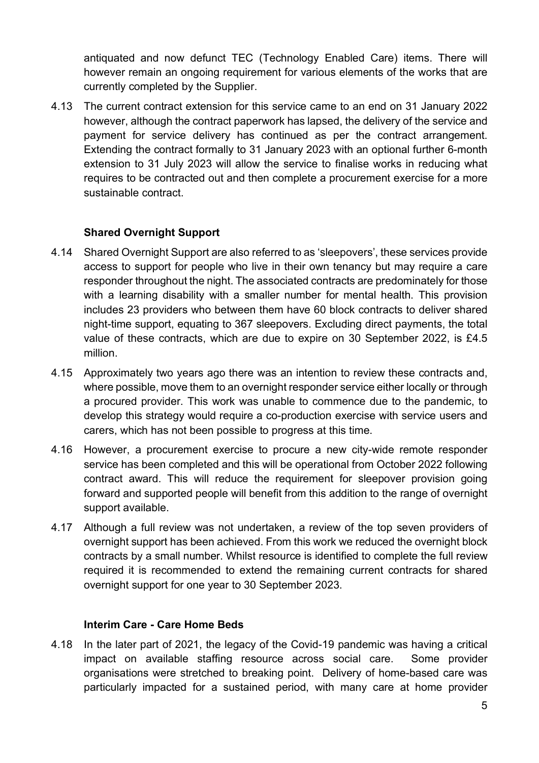antiquated and now defunct TEC (Technology Enabled Care) items. There will however remain an ongoing requirement for various elements of the works that are currently completed by the Supplier.

4.13 The current contract extension for this service came to an end on 31 January 2022 however, although the contract paperwork has lapsed, the delivery of the service and payment for service delivery has continued as per the contract arrangement. Extending the contract formally to 31 January 2023 with an optional further 6-month extension to 31 July 2023 will allow the service to finalise works in reducing what requires to be contracted out and then complete a procurement exercise for a more sustainable contract.

**Shared Overnight Support**

4.14 Shared Overnight Support are also referred to as 'sleepovers', these services provide access to support for people who live in their own tenancy but may require a care responder throughout the night. The associated contracts are predominately for those with a learning disability with a smaller number for mental health. This provision includes 23 providers who between them have 60 block contracts to deliver shared night-time support, equating to 367 sleepovers. Excluding direct payments, the total value of these contracts, which are due to expire on 30 September 2022, is £4.5 million.

4.15 Approximately two years ago there was an intention to review these contracts and, where possible, move them to an overnight responder service either locally or through a procured provider. This work was unable to commence due to the pandemic, to develop this strategy would require a co-production exercise with service users and carers, which has not been possible to progress at this time.

4.16 However, a procurement exercise to procure a new city-wide remote responder service has been completed and this will be operational from October 2022 following contract award. This will reduce the requirement for sleepover provision going forward and supported people will benefit from this addition to the range of overnight support available.

4.17 Although a full review was not undertaken, a review of the top seven providers of overnight support has been achieved. From this work we reduced the overnight block contracts by a small number. Whilst resource is identified to complete the full review required it is recommended to extend the remaining current contracts for shared overnight support for one year to 30 September 2023.

**Interim Care - Care Home Beds**

4.18 In the later part of 2021, the legacy of the Covid-19 pandemic was having a critical impact on available staffing resource across social care. Some provider organisations were stretched to breaking point. Delivery of home-based care was particularly impacted for a sustained period, with many care at home provider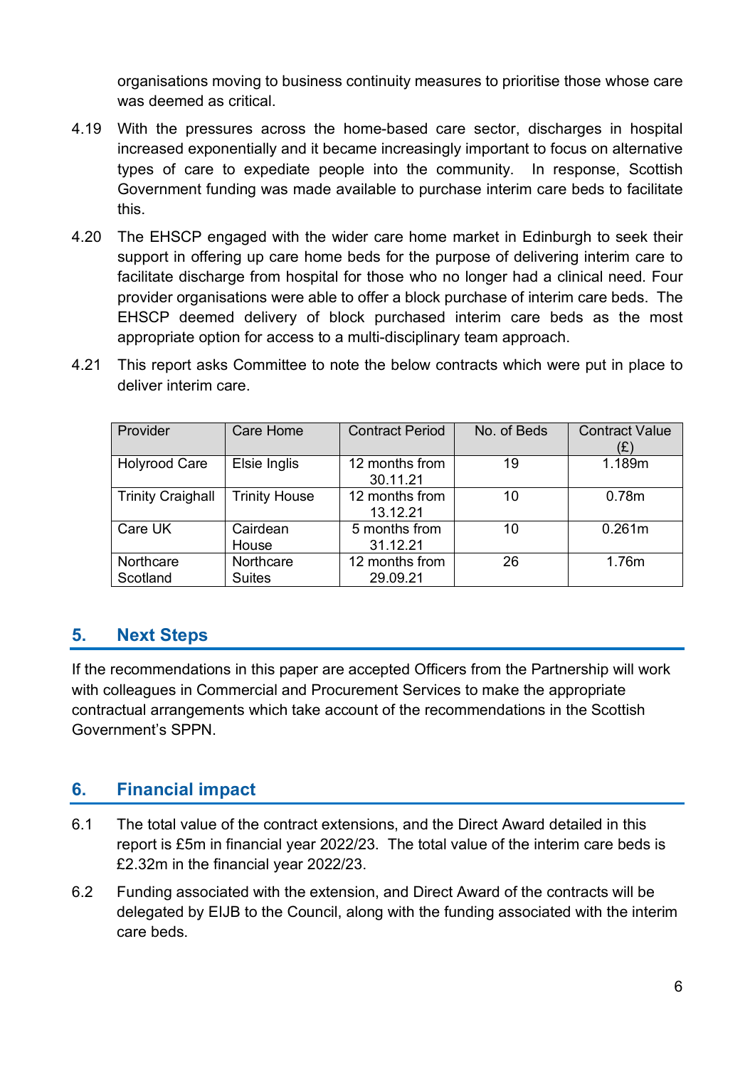organisations moving to business continuity measures to prioritise those whose care was deemed as critical.

4.19 With the pressures across the home-based care sector, discharges in hospital increased exponentially and it became increasingly important to focus on alternative types of care to expediate people into the community. In response, Scottish Government funding was made available to purchase interim care beds to facilitate this.

4.20 The EHSCP engaged with the wider care home market in Edinburgh to seek their support in offering up care home beds for the purpose of delivering interim care to facilitate discharge from hospital for those who no longer had a clinical need. Four provider organisations were able to offer a block purchase of interim care beds. The EHSCP deemed delivery of block purchased interim care beds as the most appropriate option for access to a multi-disciplinary team approach.

4.21 This report asks Committee to note the below contracts which were put in place to deliver interim care.

| Provider | Care Home | Contract Period | No. of Beds | Contract Value (£) |
|---|---|---|---|---|
| Holyrood Care | Elsie Inglis | 12 months from 30.11.21 | 19 | 1.189m |
| Trinity Craighall | Trinity House | 12 months from 13.12.21 | 10 | 0.78m |
| Care UK | Cairdean House | 5 months from 31.12.21 | 10 | 0.261m |
| Northcare Scotland | Northcare Suites | 12 months from 29.09.21 | 26 | 1.76m |

## 5. Next Steps

If the recommendations in this paper are accepted Officers from the Partnership will work with colleagues in Commercial and Procurement Services to make the appropriate contractual arrangements which take account of the recommendations in the Scottish Government's SPPN.

## 6. Financial impact

6.1 The total value of the contract extensions, and the Direct Award detailed in this report is £5m in financial year 2022/23. The total value of the interim care beds is £2.32m in the financial year 2022/23.

6.2 Funding associated with the extension, and Direct Award of the contracts will be delegated by EIJB to the Council, along with the funding associated with the interim care beds.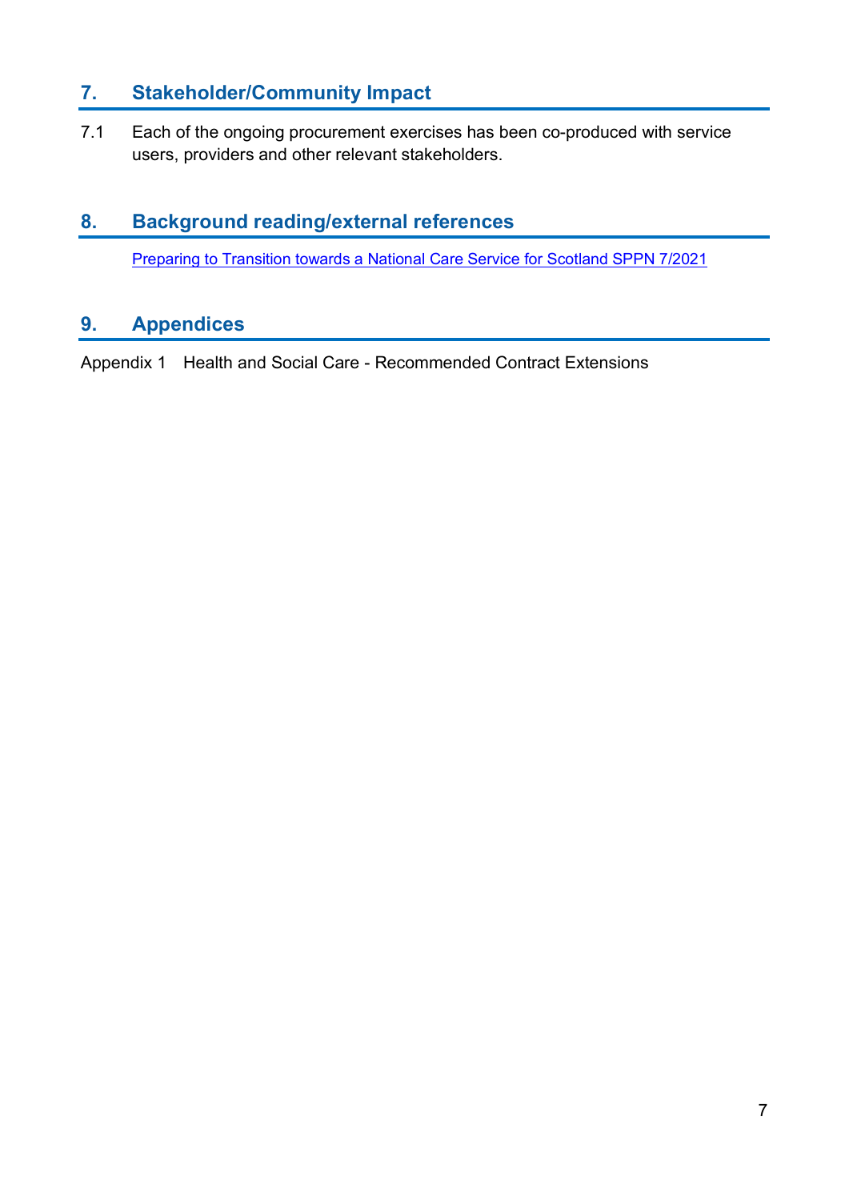## 7. Stakeholder/Community Impact

7.1 Each of the ongoing procurement exercises has been co-produced with service users, providers and other relevant stakeholders.

## 8. Background reading/external references

Preparing to Transition towards a National Care Service for Scotland SPPN 7/2021

## 9. Appendices

Appendix 1 Health and Social Care - Recommended Contract Extensions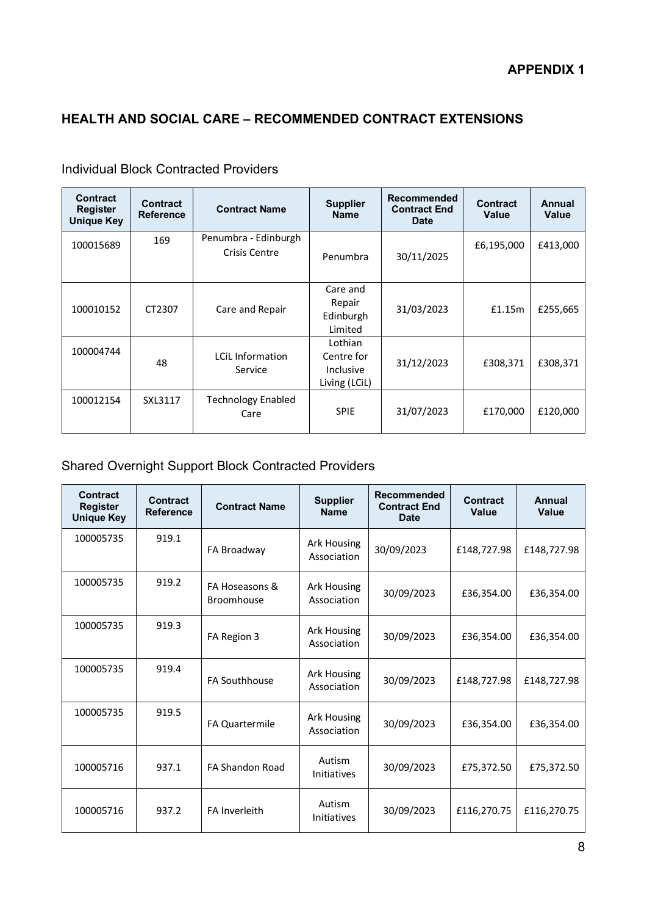**APPENDIX 1**

## HEALTH AND SOCIAL CARE – RECOMMENDED CONTRACT EXTENSIONS

### Individual Block Contracted Providers

| Contract Register Unique Key | Contract Reference | Contract Name | Supplier Name | Recommended Contract End Date | Contract Value | Annual Value |
|---|---|---|---|---|---|---|
| 100015689 | 169 | Penumbra - Edinburgh Crisis Centre | Penumbra | 30/11/2025 | £6,195,000 | £413,000 |
| 100010152 | CT2307 | Care and Repair | Care and Repair Edinburgh Limited | 31/03/2023 | £1.15m | £255,665 |
| 100004744 | 48 | LCiL Information Service | Lothian Centre for Inclusive Living (LCiL) | 31/12/2023 | £308,371 | £308,371 |
| 100012154 | SXL3117 | Technology Enabled Care | SPIE | 31/07/2023 | £170,000 | £120,000 |

### Shared Overnight Support Block Contracted Providers

| Contract Register Unique Key | Contract Reference | Contract Name | Supplier Name | Recommended Contract End Date | Contract Value | Annual Value |
|---|---|---|---|---|---|---|
| 100005735 | 919.1 | FA Broadway | Ark Housing Association | 30/09/2023 | £148,727.98 | £148,727.98 |
| 100005735 | 919.2 | FA Hoseasons & Broomhouse | Ark Housing Association | 30/09/2023 | £36,354.00 | £36,354.00 |
| 100005735 | 919.3 | FA Region 3 | Ark Housing Association | 30/09/2023 | £36,354.00 | £36,354.00 |
| 100005735 | 919.4 | FA Southhouse | Ark Housing Association | 30/09/2023 | £148,727.98 | £148,727.98 |
| 100005735 | 919.5 | FA Quartermile | Ark Housing Association | 30/09/2023 | £36,354.00 | £36,354.00 |
| 100005716 | 937.1 | FA Shandon Road | Autism Initiatives | 30/09/2023 | £75,372.50 | £75,372.50 |
| 100005716 | 937.2 | FA Inverleith | Autism Initiatives | 30/09/2023 | £116,270.75 | £116,270.75 |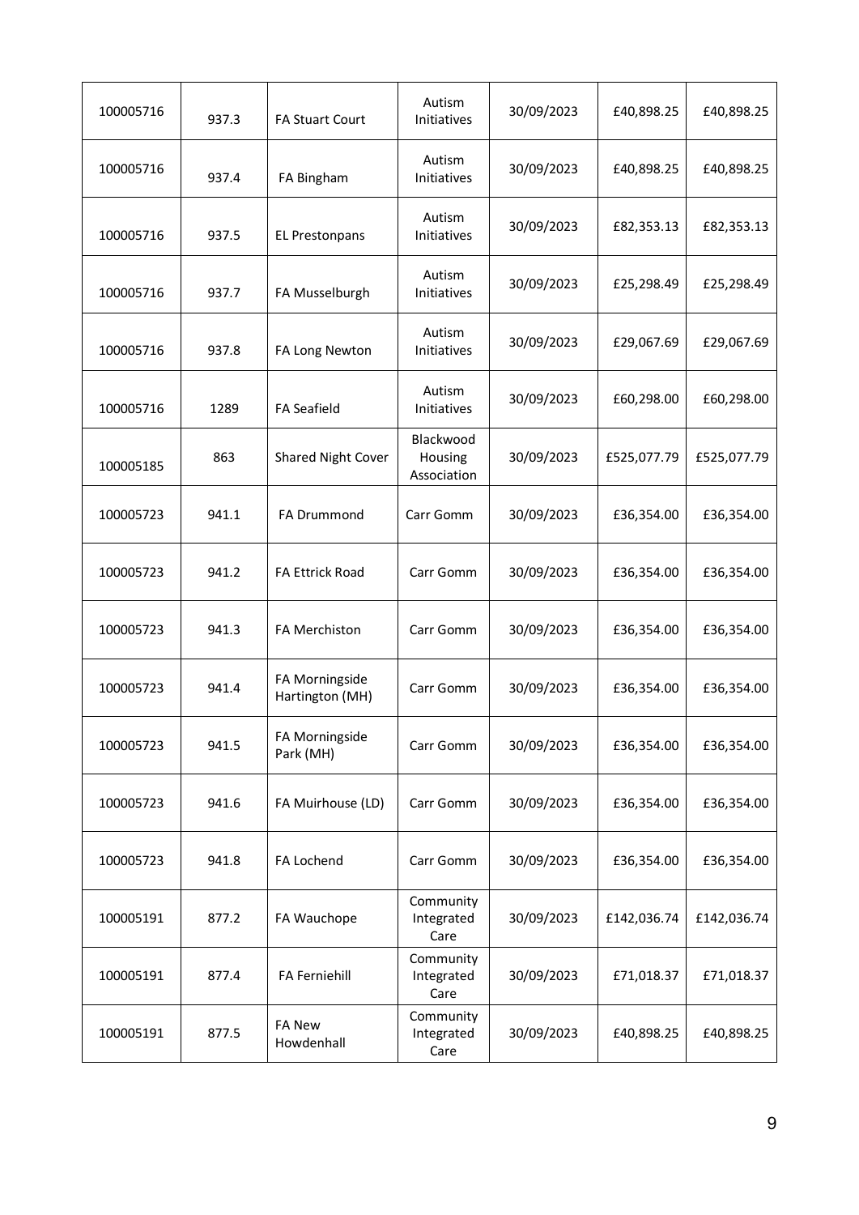| | | | | | | |
|---|---|---|---|---|---|---|
| 100005716 | 937.3 | FA Stuart Court | Autism Initiatives | 30/09/2023 | £40,898.25 | £40,898.25 |
| 100005716 | 937.4 | FA Bingham | Autism Initiatives | 30/09/2023 | £40,898.25 | £40,898.25 |
| 100005716 | 937.5 | EL Prestonpans | Autism Initiatives | 30/09/2023 | £82,353.13 | £82,353.13 |
| 100005716 | 937.7 | FA Musselburgh | Autism Initiatives | 30/09/2023 | £25,298.49 | £25,298.49 |
| 100005716 | 937.8 | FA Long Newton | Autism Initiatives | 30/09/2023 | £29,067.69 | £29,067.69 |
| 100005716 | 1289 | FA Seafield | Autism Initiatives | 30/09/2023 | £60,298.00 | £60,298.00 |
| 100005185 | 863 | Shared Night Cover | Blackwood Housing Association | 30/09/2023 | £525,077.79 | £525,077.79 |
| 100005723 | 941.1 | FA Drummond | Carr Gomm | 30/09/2023 | £36,354.00 | £36,354.00 |
| 100005723 | 941.2 | FA Ettrick Road | Carr Gomm | 30/09/2023 | £36,354.00 | £36,354.00 |
| 100005723 | 941.3 | FA Merchiston | Carr Gomm | 30/09/2023 | £36,354.00 | £36,354.00 |
| 100005723 | 941.4 | FA Morningside Hartington (MH) | Carr Gomm | 30/09/2023 | £36,354.00 | £36,354.00 |
| 100005723 | 941.5 | FA Morningside Park (MH) | Carr Gomm | 30/09/2023 | £36,354.00 | £36,354.00 |
| 100005723 | 941.6 | FA Muirhouse (LD) | Carr Gomm | 30/09/2023 | £36,354.00 | £36,354.00 |
| 100005723 | 941.8 | FA Lochend | Carr Gomm | 30/09/2023 | £36,354.00 | £36,354.00 |
| 100005191 | 877.2 | FA Wauchope | Community Integrated Care | 30/09/2023 | £142,036.74 | £142,036.74 |
| 100005191 | 877.4 | FA Ferniehill | Community Integrated Care | 30/09/2023 | £71,018.37 | £71,018.37 |
| 100005191 | 877.5 | FA New Howdenhall | Community Integrated Care | 30/09/2023 | £40,898.25 | £40,898.25 |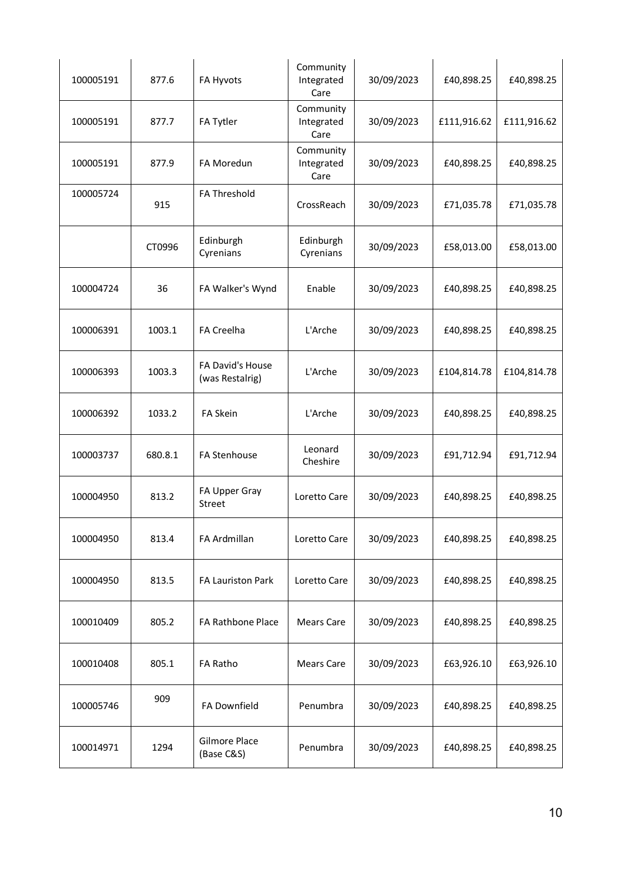| | | | | | | |
|---|---|---|---|---|---|---|
| 100005191 | 877.6 | FA Hyvots | Community Integrated Care | 30/09/2023 | £40,898.25 | £40,898.25 |
| 100005191 | 877.7 | FA Tytler | Community Integrated Care | 30/09/2023 | £111,916.62 | £111,916.62 |
| 100005191 | 877.9 | FA Moredun | Community Integrated Care | 30/09/2023 | £40,898.25 | £40,898.25 |
| 100005724 | 915 | FA Threshold | CrossReach | 30/09/2023 | £71,035.78 | £71,035.78 |
| | CT0996 | Edinburgh Cyrenians | Edinburgh Cyrenians | 30/09/2023 | £58,013.00 | £58,013.00 |
| 100004724 | 36 | FA Walker's Wynd | Enable | 30/09/2023 | £40,898.25 | £40,898.25 |
| 100006391 | 1003.1 | FA Creelha | L'Arche | 30/09/2023 | £40,898.25 | £40,898.25 |
| 100006393 | 1003.3 | FA David's House (was Restalrig) | L'Arche | 30/09/2023 | £104,814.78 | £104,814.78 |
| 100006392 | 1033.2 | FA Skein | L'Arche | 30/09/2023 | £40,898.25 | £40,898.25 |
| 100003737 | 680.8.1 | FA Stenhouse | Leonard Cheshire | 30/09/2023 | £91,712.94 | £91,712.94 |
| 100004950 | 813.2 | FA Upper Gray Street | Loretto Care | 30/09/2023 | £40,898.25 | £40,898.25 |
| 100004950 | 813.4 | FA Ardmillan | Loretto Care | 30/09/2023 | £40,898.25 | £40,898.25 |
| 100004950 | 813.5 | FA Lauriston Park | Loretto Care | 30/09/2023 | £40,898.25 | £40,898.25 |
| 100010409 | 805.2 | FA Rathbone Place | Mears Care | 30/09/2023 | £40,898.25 | £40,898.25 |
| 100010408 | 805.1 | FA Ratho | Mears Care | 30/09/2023 | £63,926.10 | £63,926.10 |
| 100005746 | 909 | FA Downfield | Penumbra | 30/09/2023 | £40,898.25 | £40,898.25 |
| 100014971 | 1294 | Gilmore Place (Base C&S) | Penumbra | 30/09/2023 | £40,898.25 | £40,898.25 |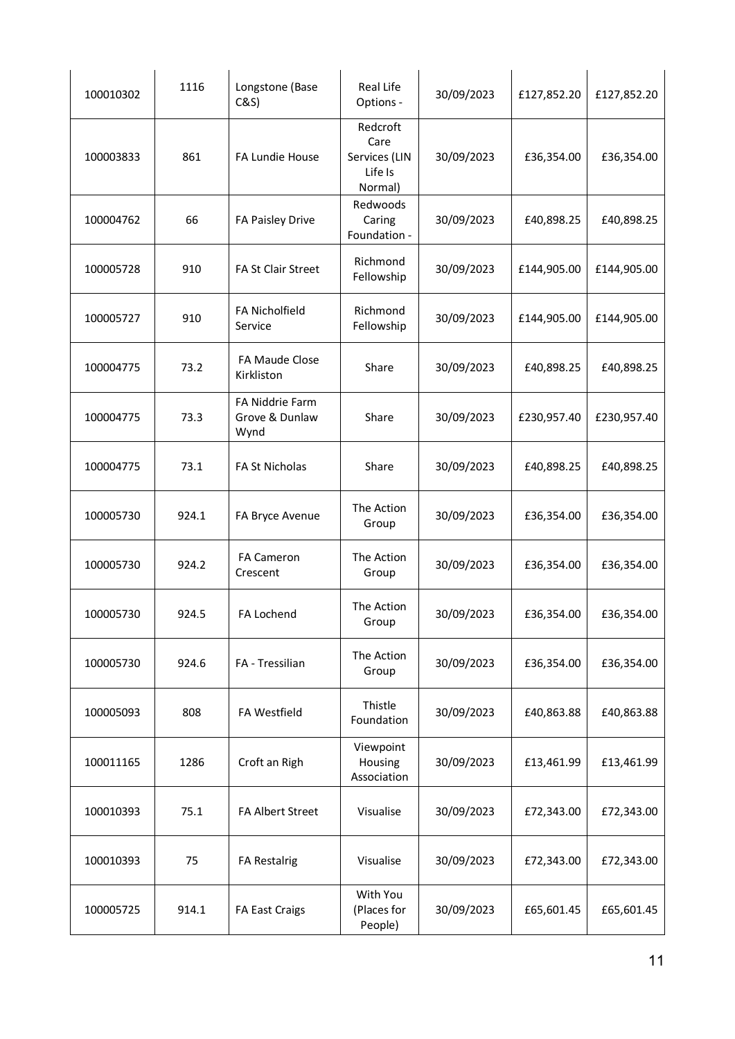| | | | | | | |
|---|---|---|---|---|---|---|
| 100010302 | 1116 | Longstone (Base C&S) | Real Life Options - | 30/09/2023 | £127,852.20 | £127,852.20 |
| 100003833 | 861 | FA Lundie House | Redcroft Care Services (LIN Life Is Normal) | 30/09/2023 | £36,354.00 | £36,354.00 |
| 100004762 | 66 | FA Paisley Drive | Redwoods Caring Foundation - | 30/09/2023 | £40,898.25 | £40,898.25 |
| 100005728 | 910 | FA St Clair Street | Richmond Fellowship | 30/09/2023 | £144,905.00 | £144,905.00 |
| 100005727 | 910 | FA Nicholfield Service | Richmond Fellowship | 30/09/2023 | £144,905.00 | £144,905.00 |
| 100004775 | 73.2 | FA Maude Close Kirkliston | Share | 30/09/2023 | £40,898.25 | £40,898.25 |
| 100004775 | 73.3 | FA Niddrie Farm Grove & Dunlaw Wynd | Share | 30/09/2023 | £230,957.40 | £230,957.40 |
| 100004775 | 73.1 | FA St Nicholas | Share | 30/09/2023 | £40,898.25 | £40,898.25 |
| 100005730 | 924.1 | FA Bryce Avenue | The Action Group | 30/09/2023 | £36,354.00 | £36,354.00 |
| 100005730 | 924.2 | FA Cameron Crescent | The Action Group | 30/09/2023 | £36,354.00 | £36,354.00 |
| 100005730 | 924.5 | FA Lochend | The Action Group | 30/09/2023 | £36,354.00 | £36,354.00 |
| 100005730 | 924.6 | FA - Tressilian | The Action Group | 30/09/2023 | £36,354.00 | £36,354.00 |
| 100005093 | 808 | FA Westfield | Thistle Foundation | 30/09/2023 | £40,863.88 | £40,863.88 |
| 100011165 | 1286 | Croft an Righ | Viewpoint Housing Association | 30/09/2023 | £13,461.99 | £13,461.99 |
| 100010393 | 75.1 | FA Albert Street | Visualise | 30/09/2023 | £72,343.00 | £72,343.00 |
| 100010393 | 75 | FA Restalrig | Visualise | 30/09/2023 | £72,343.00 | £72,343.00 |
| 100005725 | 914.1 | FA East Craigs | With You (Places for People) | 30/09/2023 | £65,601.45 | £65,601.45 |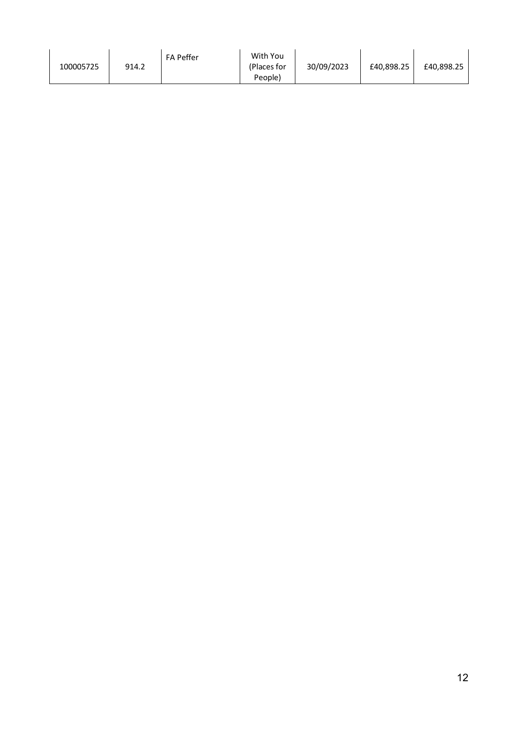| | | | | | | |
|---|---|---|---|---|---|---|
| 100005725 | 914.2 | FA Peffer | With You (Places for People) | 30/09/2023 | £40,898.25 | £40,898.25 |